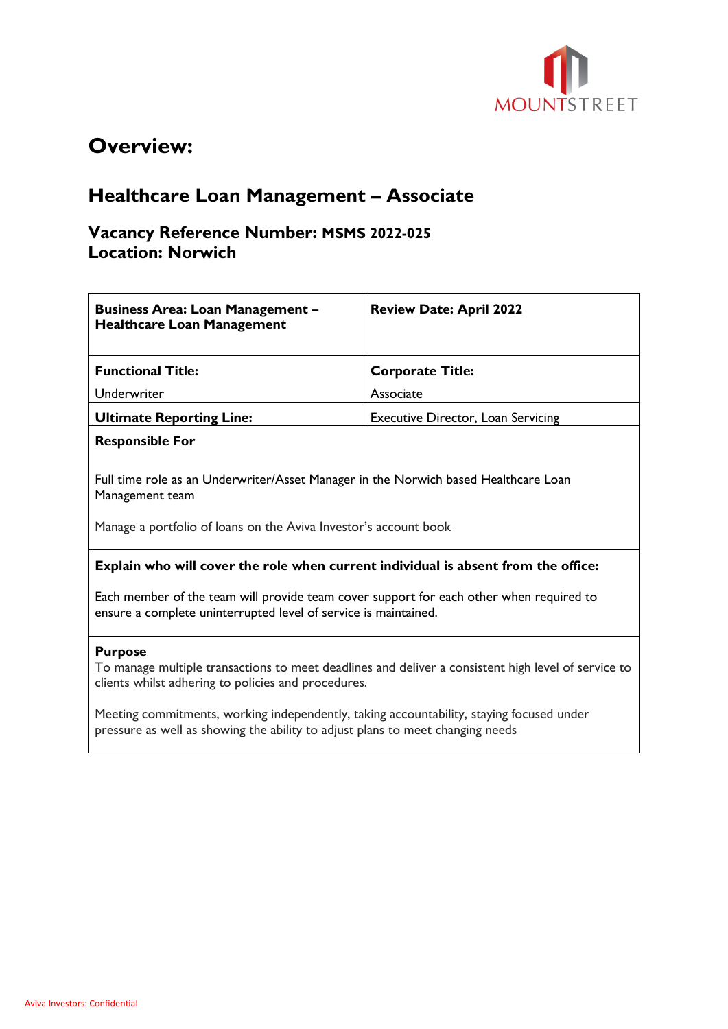# Overview:

## Healthcare Loan Management – Associate

### Vacancy Reference Number: MSMS 2022-025
### Location: Norwich

| **Business Area: Loan Management – Healthcare Loan Management** | **Review Date: April 2022** |
|---|---|
| **Functional Title:** Underwriter | **Corporate Title:** Associate |
| **Ultimate Reporting Line:** | Executive Director, Loan Servicing |

**Responsible For**

Full time role as an Underwriter/Asset Manager in the Norwich based Healthcare Loan Management team

Manage a portfolio of loans on the Aviva Investor's account book

**Explain who will cover the role when current individual is absent from the office:**

Each member of the team will provide team cover support for each other when required to ensure a complete uninterrupted level of service is maintained.

**Purpose**

To manage multiple transactions to meet deadlines and deliver a consistent high level of service to clients whilst adhering to policies and procedures.

Meeting commitments, working independently, taking accountability, staying focused under pressure as well as showing the ability to adjust plans to meet changing needs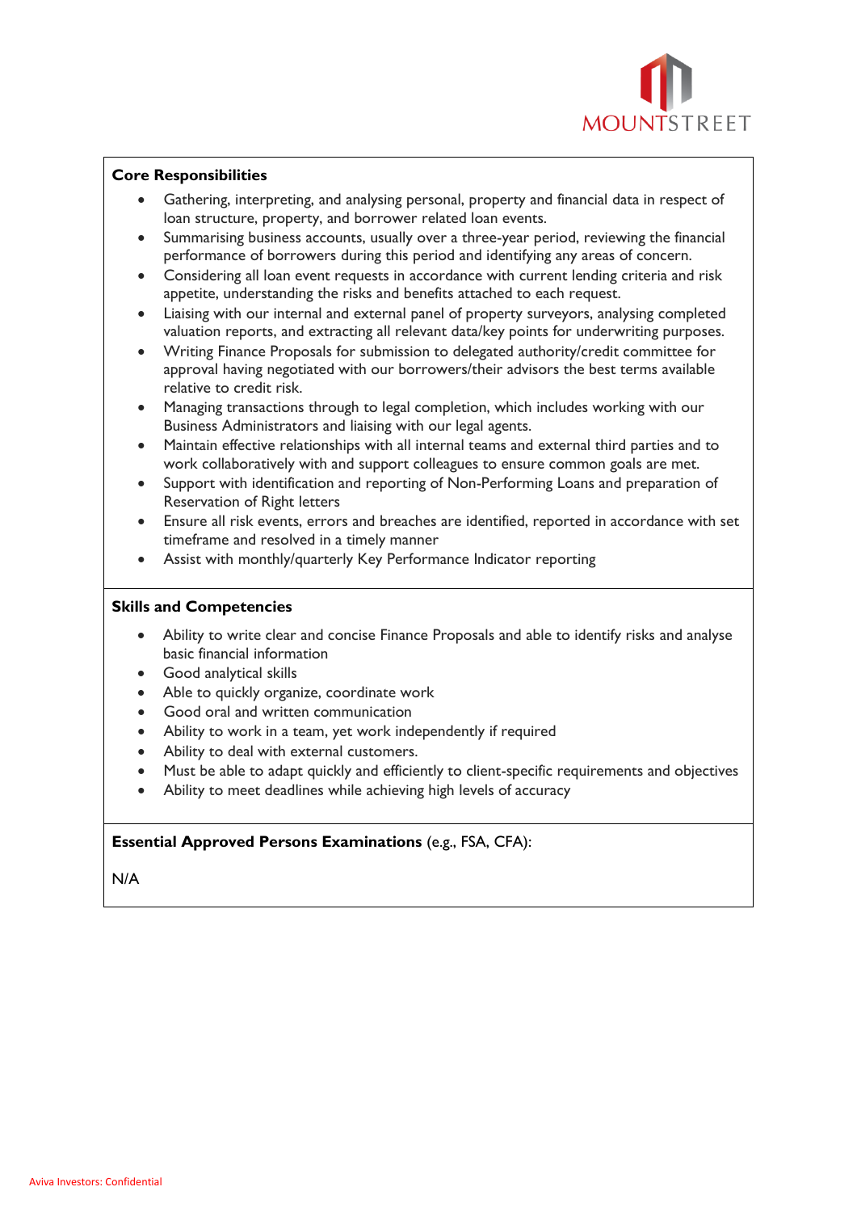**Core Responsibilities**

- Gathering, interpreting, and analysing personal, property and financial data in respect of loan structure, property, and borrower related loan events.
- Summarising business accounts, usually over a three-year period, reviewing the financial performance of borrowers during this period and identifying any areas of concern.
- Considering all loan event requests in accordance with current lending criteria and risk appetite, understanding the risks and benefits attached to each request.
- Liaising with our internal and external panel of property surveyors, analysing completed valuation reports, and extracting all relevant data/key points for underwriting purposes.
- Writing Finance Proposals for submission to delegated authority/credit committee for approval having negotiated with our borrowers/their advisors the best terms available relative to credit risk.
- Managing transactions through to legal completion, which includes working with our Business Administrators and liaising with our legal agents.
- Maintain effective relationships with all internal teams and external third parties and to work collaboratively with and support colleagues to ensure common goals are met.
- Support with identification and reporting of Non-Performing Loans and preparation of Reservation of Right letters
- Ensure all risk events, errors and breaches are identified, reported in accordance with set timeframe and resolved in a timely manner
- Assist with monthly/quarterly Key Performance Indicator reporting

**Skills and Competencies**

- Ability to write clear and concise Finance Proposals and able to identify risks and analyse basic financial information
- Good analytical skills
- Able to quickly organize, coordinate work
- Good oral and written communication
- Ability to work in a team, yet work independently if required
- Ability to deal with external customers.
- Must be able to adapt quickly and efficiently to client-specific requirements and objectives
- Ability to meet deadlines while achieving high levels of accuracy

**Essential Approved Persons Examinations** (e.g., FSA, CFA):

N/A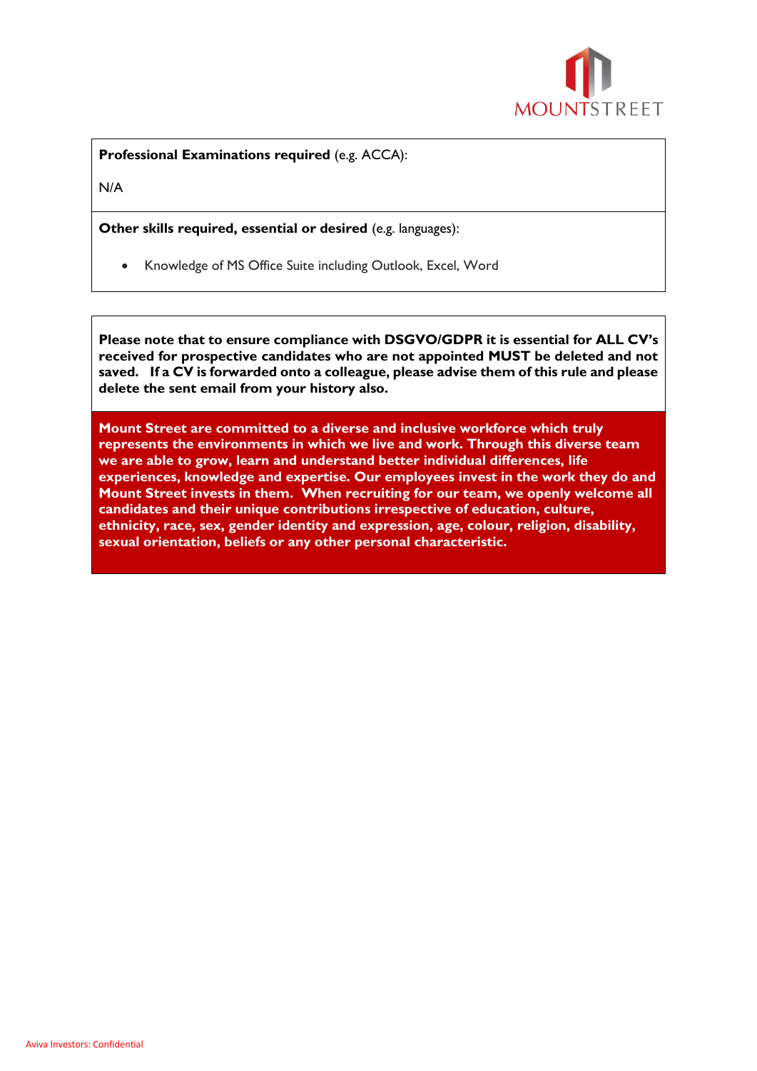**Professional Examinations required** (e.g. ACCA):

N/A

**Other skills required, essential or desired** (e.g. languages):

- Knowledge of MS Office Suite including Outlook, Excel, Word

**Please note that to ensure compliance with DSGVO/GDPR it is essential for ALL CV's received for prospective candidates who are not appointed MUST be deleted and not saved. If a CV is forwarded onto a colleague, please advise them of this rule and please delete the sent email from your history also.**

**Mount Street are committed to a diverse and inclusive workforce which truly represents the environments in which we live and work. Through this diverse team we are able to grow, learn and understand better individual differences, life experiences, knowledge and expertise. Our employees invest in the work they do and Mount Street invests in them. When recruiting for our team, we openly welcome all candidates and their unique contributions irrespective of education, culture, ethnicity, race, sex, gender identity and expression, age, colour, religion, disability, sexual orientation, beliefs or any other personal characteristic.**